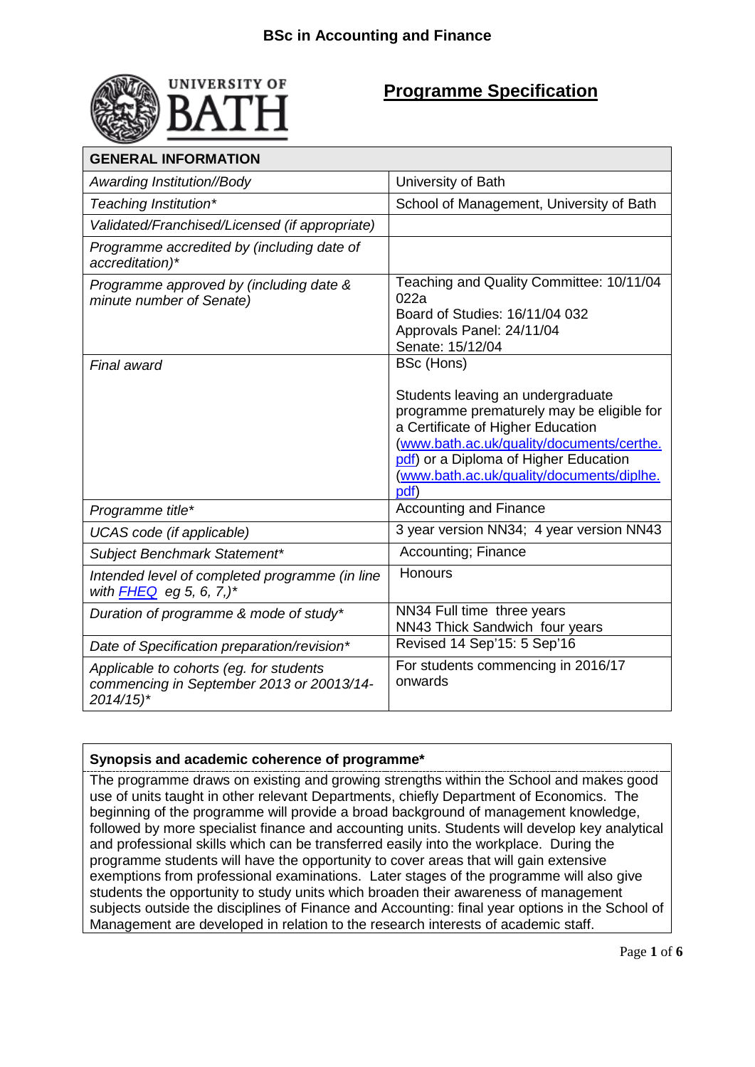# BSc in Accounting and Finance

## Programme Specification

| GENERAL INFORMATION | |
|---|---|
| *Awarding Institution//Body* | University of Bath |
| *Teaching Institution** | School of Management, University of Bath |
| *Validated/Franchised/Licensed (if appropriate)* | |
| *Programme accredited by (including date of accreditation)** | |
| *Programme approved by (including date & minute number of Senate)* | Teaching and Quality Committee: 10/11/04 022a<br>Board of Studies: 16/11/04 032<br>Approvals Panel: 24/11/04<br>Senate: 15/12/04 |
| *Final award* | BSc (Hons)<br><br>Students leaving an undergraduate programme prematurely may be eligible for a Certificate of Higher Education (www.bath.ac.uk/quality/documents/certhe.pdf) or a Diploma of Higher Education (www.bath.ac.uk/quality/documents/diplhe.pdf) |
| *Programme title** | Accounting and Finance |
| *UCAS code (if applicable)* | 3 year version NN34; 4 year version NN43 |
| *Subject Benchmark Statement** | Accounting; Finance |
| *Intended level of completed programme (in line with FHEQ eg 5, 6, 7,)** | Honours |
| *Duration of programme & mode of study** | NN34 Full time three years<br>NN43 Thick Sandwich four years |
| *Date of Specification preparation/revision** | Revised 14 Sep'15: 5 Sep'16 |
| *Applicable to cohorts (eg. for students commencing in September 2013 or 20013/14-2014/15)** | For students commencing in 2016/17 onwards |

**Synopsis and academic coherence of programme***

The programme draws on existing and growing strengths within the School and makes good use of units taught in other relevant Departments, chiefly Department of Economics. The beginning of the programme will provide a broad background of management knowledge, followed by more specialist finance and accounting units. Students will develop key analytical and professional skills which can be transferred easily into the workplace. During the programme students will have the opportunity to cover areas that will gain extensive exemptions from professional examinations. Later stages of the programme will also give students the opportunity to study units which broaden their awareness of management subjects outside the disciplines of Finance and Accounting: final year options in the School of Management are developed in relation to the research interests of academic staff.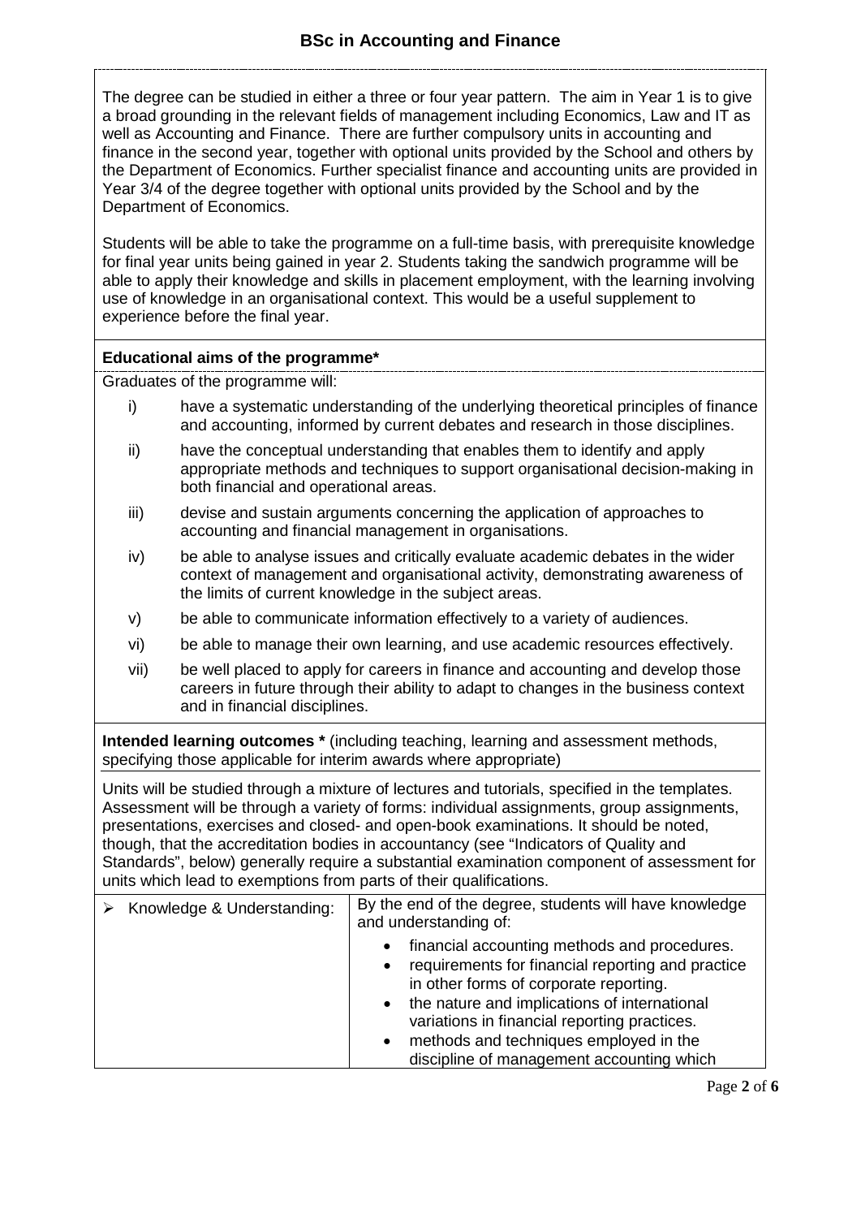## BSc in Accounting and Finance

The degree can be studied in either a three or four year pattern. The aim in Year 1 is to give a broad grounding in the relevant fields of management including Economics, Law and IT as well as Accounting and Finance. There are further compulsory units in accounting and finance in the second year, together with optional units provided by the School and others by the Department of Economics. Further specialist finance and accounting units are provided in Year 3/4 of the degree together with optional units provided by the School and by the Department of Economics.

Students will be able to take the programme on a full-time basis, with prerequisite knowledge for final year units being gained in year 2. Students taking the sandwich programme will be able to apply their knowledge and skills in placement employment, with the learning involving use of knowledge in an organisational context. This would be a useful supplement to experience before the final year.

**Educational aims of the programme***

Graduates of the programme will:

- i) have a systematic understanding of the underlying theoretical principles of finance and accounting, informed by current debates and research in those disciplines.
- ii) have the conceptual understanding that enables them to identify and apply appropriate methods and techniques to support organisational decision-making in both financial and operational areas.
- iii) devise and sustain arguments concerning the application of approaches to accounting and financial management in organisations.
- iv) be able to analyse issues and critically evaluate academic debates in the wider context of management and organisational activity, demonstrating awareness of the limits of current knowledge in the subject areas.
- v) be able to communicate information effectively to a variety of audiences.
- vi) be able to manage their own learning, and use academic resources effectively.
- vii) be well placed to apply for careers in finance and accounting and develop those careers in future through their ability to adapt to changes in the business context and in financial disciplines.

**Intended learning outcomes *** (including teaching, learning and assessment methods, specifying those applicable for interim awards where appropriate)

Units will be studied through a mixture of lectures and tutorials, specified in the templates. Assessment will be through a variety of forms: individual assignments, group assignments, presentations, exercises and closed- and open-book examinations. It should be noted, though, that the accreditation bodies in accountancy (see "Indicators of Quality and Standards", below) generally require a substantial examination component of assessment for units which lead to exemptions from parts of their qualifications.

| | |
|---|---|
| ➢ Knowledge & Understanding: | By the end of the degree, students will have knowledge and understanding of:<br>• financial accounting methods and procedures.<br>• requirements for financial reporting and practice in other forms of corporate reporting.<br>• the nature and implications of international variations in financial reporting practices.<br>• methods and techniques employed in the discipline of management accounting which |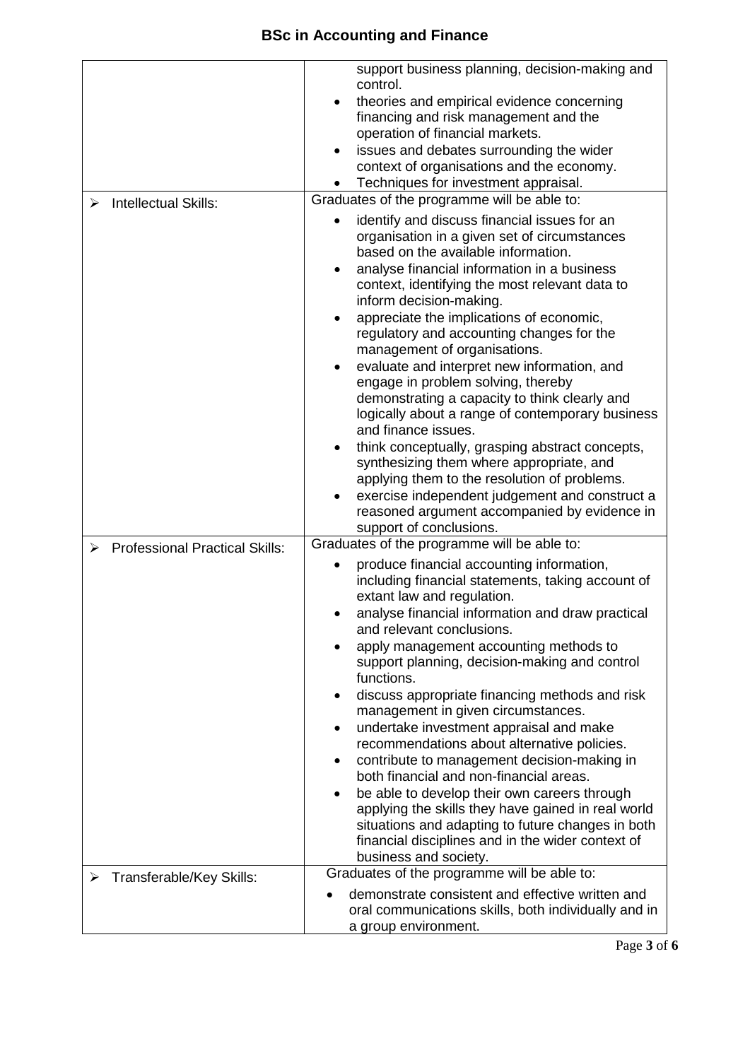| | |
|---|---|
| | support business planning, decision-making and control.<br>• theories and empirical evidence concerning financing and risk management and the operation of financial markets.<br>• issues and debates surrounding the wider context of organisations and the economy.<br>• Techniques for investment appraisal. |
| ➢ Intellectual Skills: | Graduates of the programme will be able to:<br>• identify and discuss financial issues for an organisation in a given set of circumstances based on the available information.<br>• analyse financial information in a business context, identifying the most relevant data to inform decision-making.<br>• appreciate the implications of economic, regulatory and accounting changes for the management of organisations.<br>• evaluate and interpret new information, and engage in problem solving, thereby demonstrating a capacity to think clearly and logically about a range of contemporary business and finance issues.<br>• think conceptually, grasping abstract concepts, synthesizing them where appropriate, and applying them to the resolution of problems.<br>• exercise independent judgement and construct a reasoned argument accompanied by evidence in support of conclusions. |
| ➢ Professional Practical Skills: | Graduates of the programme will be able to:<br>• produce financial accounting information, including financial statements, taking account of extant law and regulation.<br>• analyse financial information and draw practical and relevant conclusions.<br>• apply management accounting methods to support planning, decision-making and control functions.<br>• discuss appropriate financing methods and risk management in given circumstances.<br>• undertake investment appraisal and make recommendations about alternative policies.<br>• contribute to management decision-making in both financial and non-financial areas.<br>• be able to develop their own careers through applying the skills they have gained in real world situations and adapting to future changes in both financial disciplines and in the wider context of business and society. |
| ➢ Transferable/Key Skills: | Graduates of the programme will be able to:<br>• demonstrate consistent and effective written and oral communications skills, both individually and in a group environment. |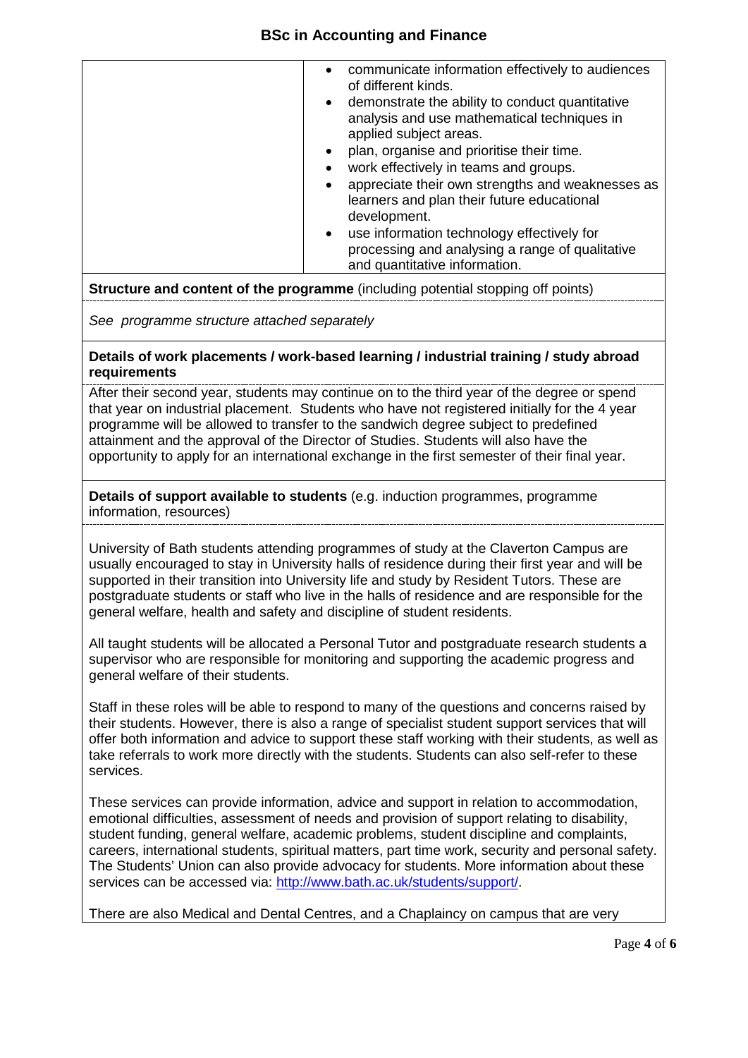| | |
|---|---|
| | • communicate information effectively to audiences of different kinds.<br>• demonstrate the ability to conduct quantitative analysis and use mathematical techniques in applied subject areas.<br>• plan, organise and prioritise their time.<br>• work effectively in teams and groups.<br>• appreciate their own strengths and weaknesses as learners and plan their future educational development.<br>• use information technology effectively for processing and analysing a range of qualitative and quantitative information. |

**Structure and content of the programme** (including potential stopping off points)

*See programme structure attached separately*

**Details of work placements / work-based learning / industrial training / study abroad requirements**

After their second year, students may continue on to the third year of the degree or spend that year on industrial placement. Students who have not registered initially for the 4 year programme will be allowed to transfer to the sandwich degree subject to predefined attainment and the approval of the Director of Studies. Students will also have the opportunity to apply for an international exchange in the first semester of their final year.

**Details of support available to students** (e.g. induction programmes, programme information, resources)

University of Bath students attending programmes of study at the Claverton Campus are usually encouraged to stay in University halls of residence during their first year and will be supported in their transition into University life and study by Resident Tutors. These are postgraduate students or staff who live in the halls of residence and are responsible for the general welfare, health and safety and discipline of student residents.

All taught students will be allocated a Personal Tutor and postgraduate research students a supervisor who are responsible for monitoring and supporting the academic progress and general welfare of their students.

Staff in these roles will be able to respond to many of the questions and concerns raised by their students. However, there is also a range of specialist student support services that will offer both information and advice to support these staff working with their students, as well as take referrals to work more directly with the students. Students can also self-refer to these services.

These services can provide information, advice and support in relation to accommodation, emotional difficulties, assessment of needs and provision of support relating to disability, student funding, general welfare, academic problems, student discipline and complaints, careers, international students, spiritual matters, part time work, security and personal safety. The Students' Union can also provide advocacy for students. More information about these services can be accessed via: http://www.bath.ac.uk/students/support/.

There are also Medical and Dental Centres, and a Chaplaincy on campus that are very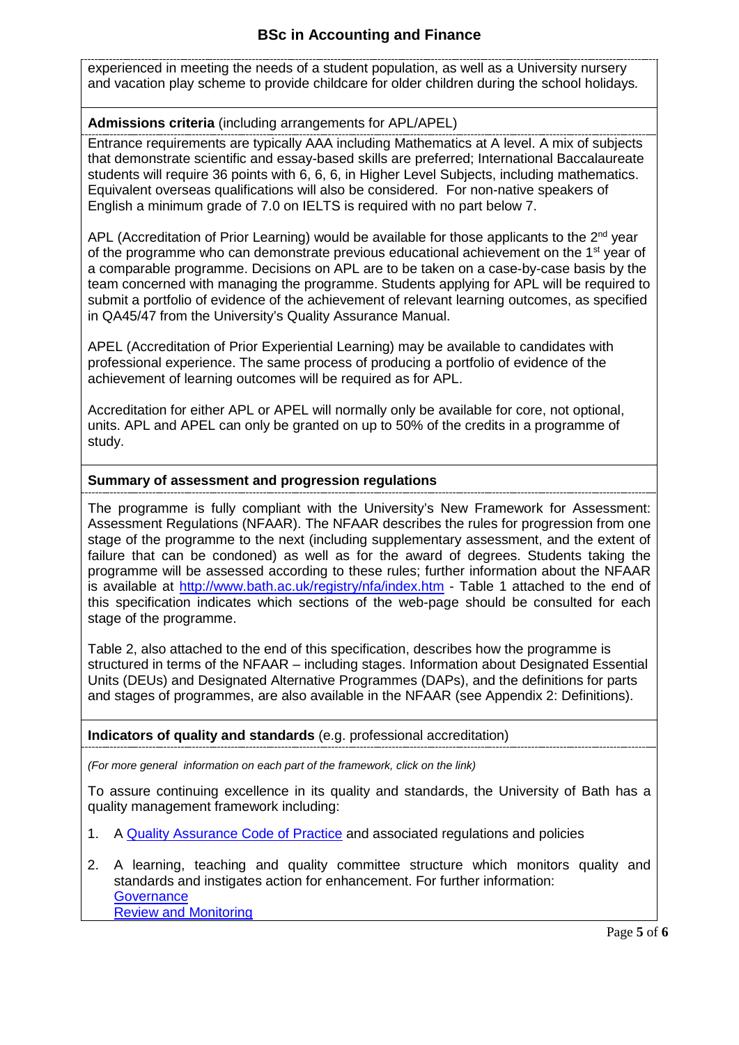experienced in meeting the needs of a student population, as well as a University nursery and vacation play scheme to provide childcare for older children during the school holidays.

**Admissions criteria** (including arrangements for APL/APEL)

Entrance requirements are typically AAA including Mathematics at A level. A mix of subjects that demonstrate scientific and essay-based skills are preferred; International Baccalaureate students will require 36 points with 6, 6, 6, in Higher Level Subjects, including mathematics. Equivalent overseas qualifications will also be considered. For non-native speakers of English a minimum grade of 7.0 on IELTS is required with no part below 7.

APL (Accreditation of Prior Learning) would be available for those applicants to the 2nd year of the programme who can demonstrate previous educational achievement on the 1st year of a comparable programme. Decisions on APL are to be taken on a case-by-case basis by the team concerned with managing the programme. Students applying for APL will be required to submit a portfolio of evidence of the achievement of relevant learning outcomes, as specified in QA45/47 from the University's Quality Assurance Manual.

APEL (Accreditation of Prior Experiential Learning) may be available to candidates with professional experience. The same process of producing a portfolio of evidence of the achievement of learning outcomes will be required as for APL.

Accreditation for either APL or APEL will normally only be available for core, not optional, units. APL and APEL can only be granted on up to 50% of the credits in a programme of study.

**Summary of assessment and progression regulations**

The programme is fully compliant with the University's New Framework for Assessment: Assessment Regulations (NFAAR). The NFAAR describes the rules for progression from one stage of the programme to the next (including supplementary assessment, and the extent of failure that can be condoned) as well as for the award of degrees. Students taking the programme will be assessed according to these rules; further information about the NFAAR is available at http://www.bath.ac.uk/registry/nfa/index.htm - Table 1 attached to the end of this specification indicates which sections of the web-page should be consulted for each stage of the programme.

Table 2, also attached to the end of this specification, describes how the programme is structured in terms of the NFAAR – including stages. Information about Designated Essential Units (DEUs) and Designated Alternative Programmes (DAPs), and the definitions for parts and stages of programmes, are also available in the NFAAR (see Appendix 2: Definitions).

**Indicators of quality and standards** (e.g. professional accreditation)

*(For more general information on each part of the framework, click on the link)*

To assure continuing excellence in its quality and standards, the University of Bath has a quality management framework including:

1. A Quality Assurance Code of Practice and associated regulations and policies
2. A learning, teaching and quality committee structure which monitors quality and standards and instigates action for enhancement. For further information:
   Governance
   Review and Monitoring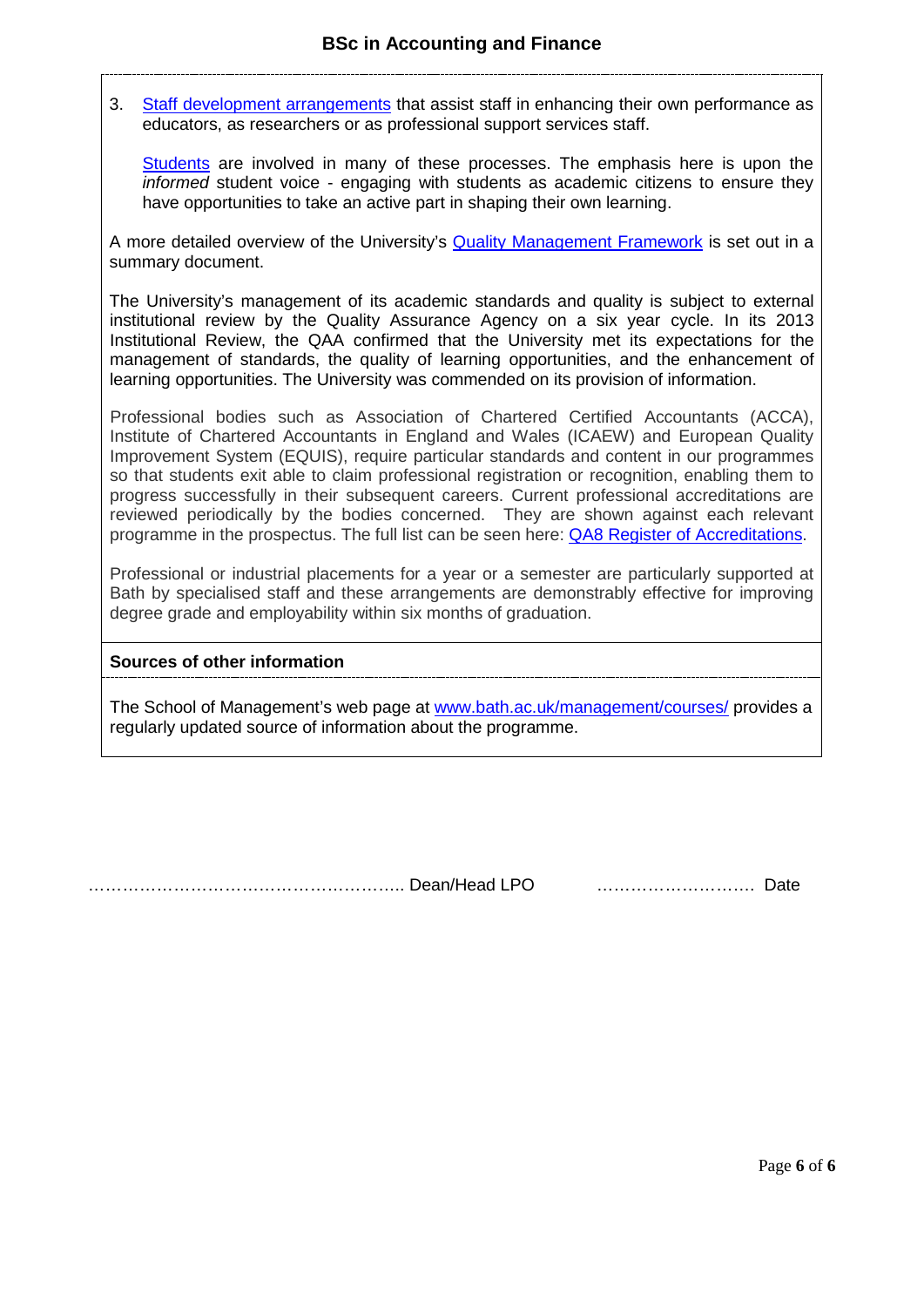3. Staff development arrangements that assist staff in enhancing their own performance as educators, as researchers or as professional support services staff.

   Students are involved in many of these processes. The emphasis here is upon the *informed* student voice - engaging with students as academic citizens to ensure they have opportunities to take an active part in shaping their own learning.

A more detailed overview of the University's Quality Management Framework is set out in a summary document.

The University's management of its academic standards and quality is subject to external institutional review by the Quality Assurance Agency on a six year cycle. In its 2013 Institutional Review, the QAA confirmed that the University met its expectations for the management of standards, the quality of learning opportunities, and the enhancement of learning opportunities. The University was commended on its provision of information.

Professional bodies such as Association of Chartered Certified Accountants (ACCA), Institute of Chartered Accountants in England and Wales (ICAEW) and European Quality Improvement System (EQUIS), require particular standards and content in our programmes so that students exit able to claim professional registration or recognition, enabling them to progress successfully in their subsequent careers. Current professional accreditations are reviewed periodically by the bodies concerned. They are shown against each relevant programme in the prospectus. The full list can be seen here: QA8 Register of Accreditations.

Professional or industrial placements for a year or a semester are particularly supported at Bath by specialised staff and these arrangements are demonstrably effective for improving degree grade and employability within six months of graduation.

**Sources of other information**

The School of Management's web page at www.bath.ac.uk/management/courses/ provides a regularly updated source of information about the programme.

……………………………………………….. Dean/Head LPO ………………………. Date